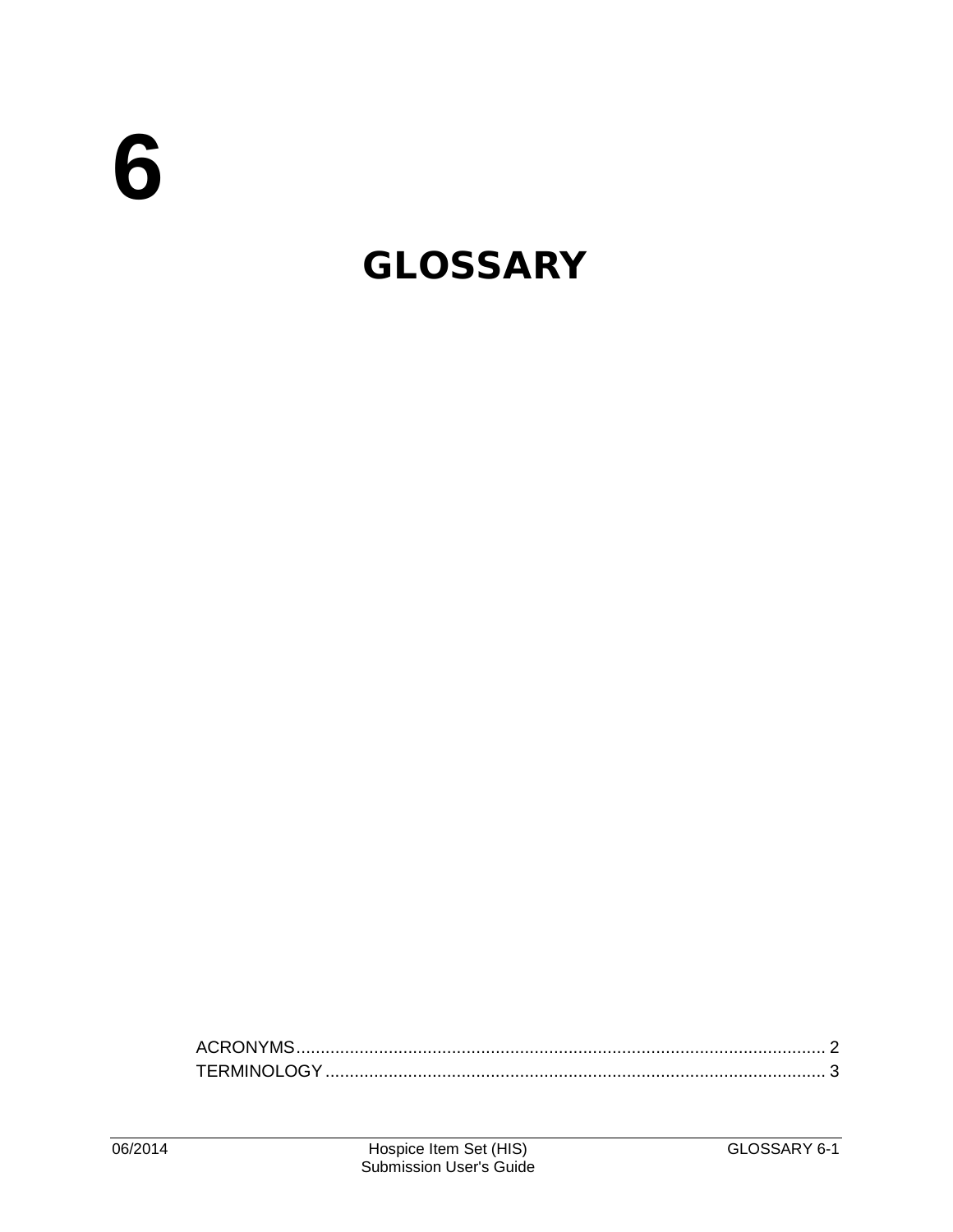# 6

# GLOSSARY

ACRONYMS............................................................................................................ 2
TERMINOLOGY...................................................................................................... 3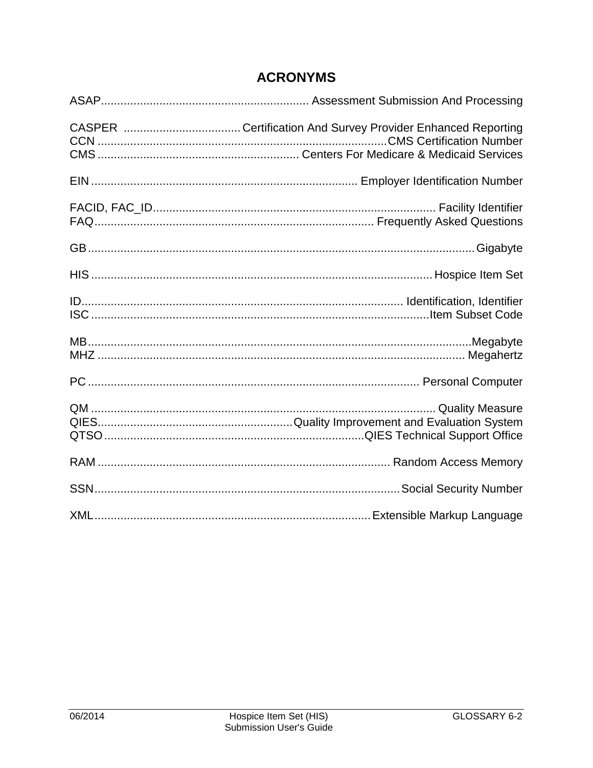## ACRONYMS

ASAP................................................................ Assessment Submission And Processing

CASPER .................................... Certification And Survey Provider Enhanced Reporting
CCN .........................................................................................CMS Certification Number
CMS .............................................................. Centers For Medicare & Medicaid Services

EIN ................................................................................. Employer Identification Number

FACID, FAC_ID...................................................................................... Facility Identifier
FAQ..................................................................................... Frequently Asked Questions

GB.......................................................................................................................Gigabyte

HIS ........................................................................................................Hospice Item Set

ID.................................................................................................. Identification, Identifier
ISC .......................................................................................................Item Subset Code

MB......................................................................................................................Megabyte
MHZ ................................................................................................................. Megahertz

PC ...................................................................................................... Personal Computer

QM ......................................................................................................... Quality Measure
QIES...........................................................Quality Improvement and Evaluation System
QTSO................................................................................QIES Technical Support Office

RAM ......................................................................................... Random Access Memory

SSN.............................................................................................Social Security Number

XML.....................................................................................Extensible Markup Language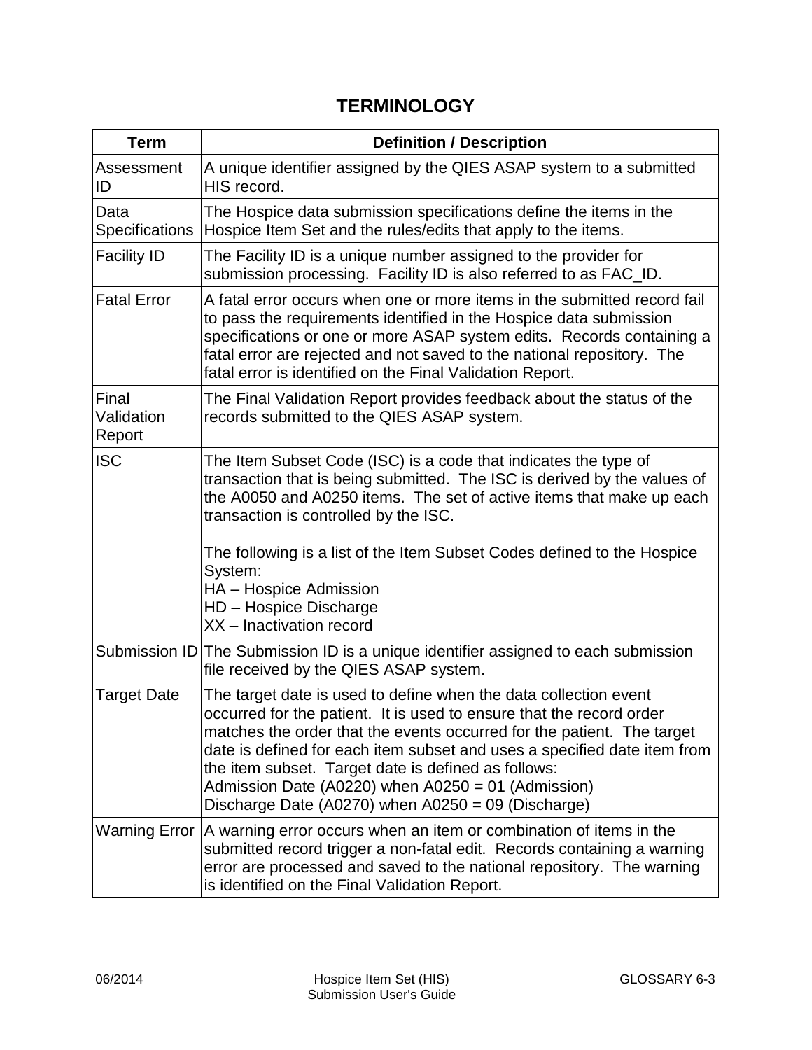# TERMINOLOGY

| Term | Definition / Description |
|---|---|
| Assessment ID | A unique identifier assigned by the QIES ASAP system to a submitted HIS record. |
| Data Specifications | The Hospice data submission specifications define the items in the Hospice Item Set and the rules/edits that apply to the items. |
| Facility ID | The Facility ID is a unique number assigned to the provider for submission processing. Facility ID is also referred to as FAC_ID. |
| Fatal Error | A fatal error occurs when one or more items in the submitted record fail to pass the requirements identified in the Hospice data submission specifications or one or more ASAP system edits. Records containing a fatal error are rejected and not saved to the national repository. The fatal error is identified on the Final Validation Report. |
| Final Validation Report | The Final Validation Report provides feedback about the status of the records submitted to the QIES ASAP system. |
| ISC | The Item Subset Code (ISC) is a code that indicates the type of transaction that is being submitted. The ISC is derived by the values of the A0050 and A0250 items. The set of active items that make up each transaction is controlled by the ISC.<br><br>The following is a list of the Item Subset Codes defined to the Hospice System:<br>HA – Hospice Admission<br>HD – Hospice Discharge<br>XX – Inactivation record |
| Submission ID | The Submission ID is a unique identifier assigned to each submission file received by the QIES ASAP system. |
| Target Date | The target date is used to define when the data collection event occurred for the patient. It is used to ensure that the record order matches the order that the events occurred for the patient. The target date is defined for each item subset and uses a specified date item from the item subset. Target date is defined as follows:<br>Admission Date (A0220) when A0250 = 01 (Admission)<br>Discharge Date (A0270) when A0250 = 09 (Discharge) |
| Warning Error | A warning error occurs when an item or combination of items in the submitted record trigger a non-fatal edit. Records containing a warning error are processed and saved to the national repository. The warning is identified on the Final Validation Report. |